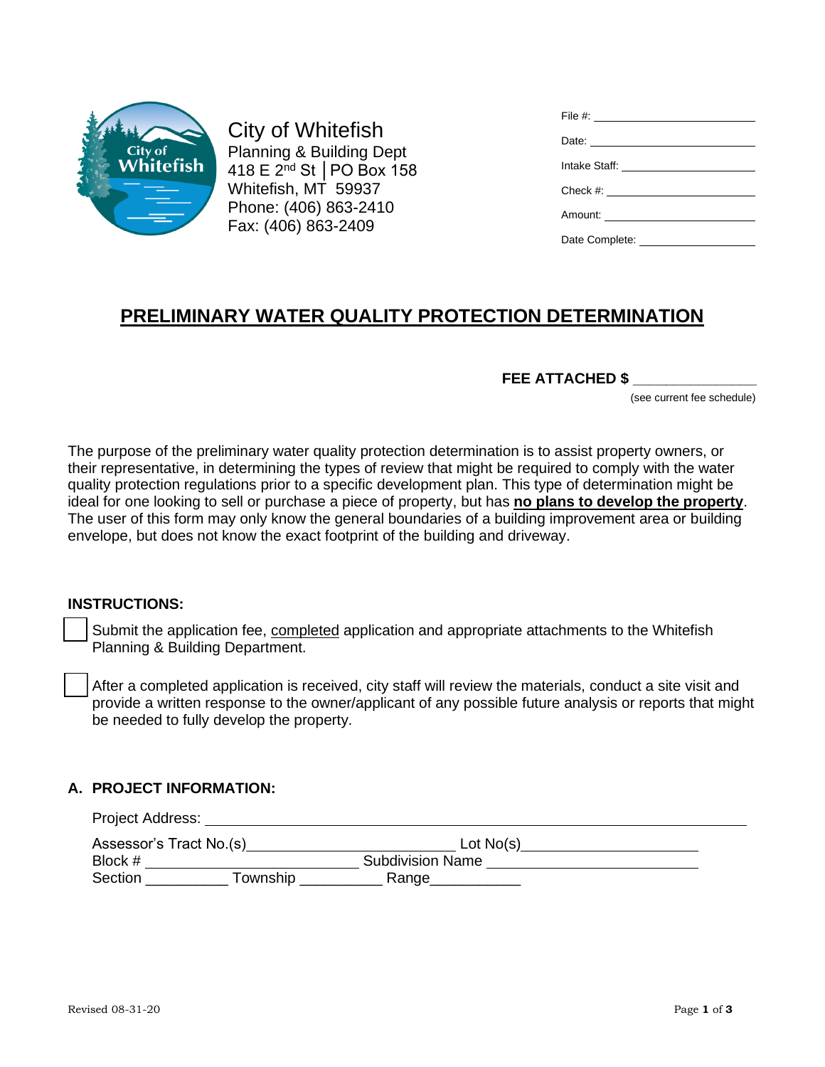City of Whitefish
Planning & Building Dept
418 E 2nd St │PO Box 158
Whitefish, MT 59937
Phone: (406) 863-2410
Fax: (406) 863-2409

File #: ____________________

Date: ____________________

Intake Staff: ____________________

Check #: ____________________

Amount: ____________________

Date Complete: ____________________

# PRELIMINARY WATER QUALITY PROTECTION DETERMINATION

**FEE ATTACHED $ _______________**

(see current fee schedule)

The purpose of the preliminary water quality protection determination is to assist property owners, or their representative, in determining the types of review that might be required to comply with the water quality protection regulations prior to a specific development plan. This type of determination might be ideal for one looking to sell or purchase a piece of property, but has **no plans to develop the property**. The user of this form may only know the general boundaries of a building improvement area or building envelope, but does not know the exact footprint of the building and driveway.

**INSTRUCTIONS:**

- [ ] Submit the application fee, completed application and appropriate attachments to the Whitefish Planning & Building Department.
- [ ] After a completed application is received, city staff will review the materials, conduct a site visit and provide a written response to the owner/applicant of any possible future analysis or reports that might be needed to fully develop the property.

## A. PROJECT INFORMATION:

Project Address: ____________________________________________

Assessor's Tract No.(s)________________________ Lot No(s)____________________

Block # ________________________ Subdivision Name ________________________

Section __________ Township __________ Range___________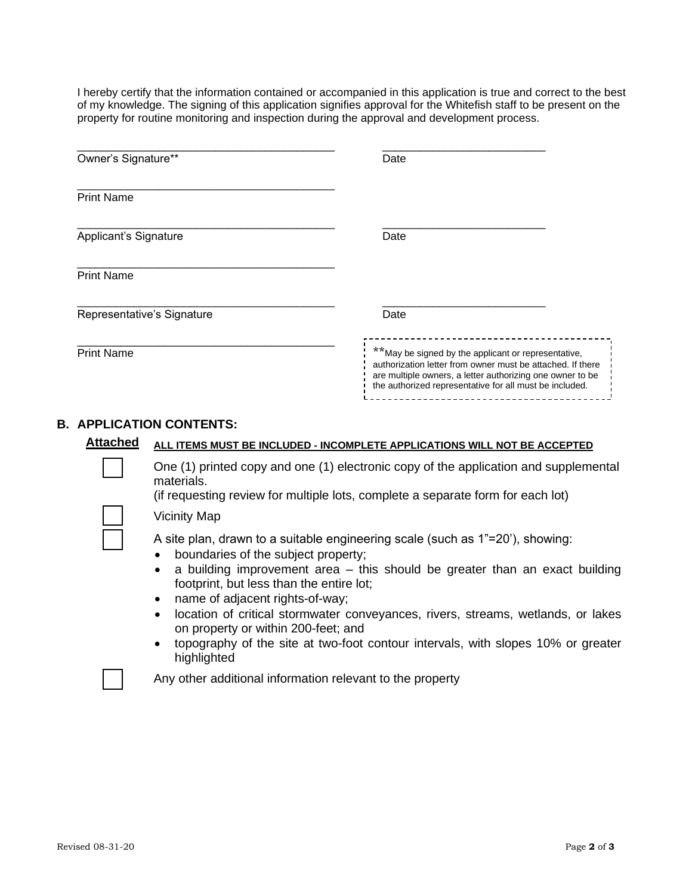I hereby certify that the information contained or accompanied in this application is true and correct to the best of my knowledge. The signing of this application signifies approval for the Whitefish staff to be present on the property for routine monitoring and inspection during the approval and development process.

| | |
|---|---|
| ____________________________________ | ______________________ |
| Owner's Signature** | Date |
| ____________________________________ | |
| Print Name | |
| ____________________________________ | ______________________ |
| Applicant's Signature | Date |
| ____________________________________ | |
| Print Name | |
| ____________________________________ | ______________________ |
| Representative's Signature | Date |
| ____________________________________ | |
| Print Name | |

**May be signed by the applicant or representative, authorization letter from owner must be attached. If there are multiple owners, a letter authorizing one owner to be the authorized representative for all must be included.

## B. APPLICATION CONTENTS:

**Attached** **ALL ITEMS MUST BE INCLUDED - INCOMPLETE APPLICATIONS WILL NOT BE ACCEPTED**

- [ ] One (1) printed copy and one (1) electronic copy of the application and supplemental materials.
  (if requesting review for multiple lots, complete a separate form for each lot)
- [ ] Vicinity Map
- [ ] A site plan, drawn to a suitable engineering scale (such as 1"=20'), showing:
  - boundaries of the subject property;
  - a building improvement area – this should be greater than an exact building footprint, but less than the entire lot;
  - name of adjacent rights-of-way;
  - location of critical stormwater conveyances, rivers, streams, wetlands, or lakes on property or within 200-feet; and
  - topography of the site at two-foot contour intervals, with slopes 10% or greater highlighted
- [ ] Any other additional information relevant to the property

Revised 08-31-20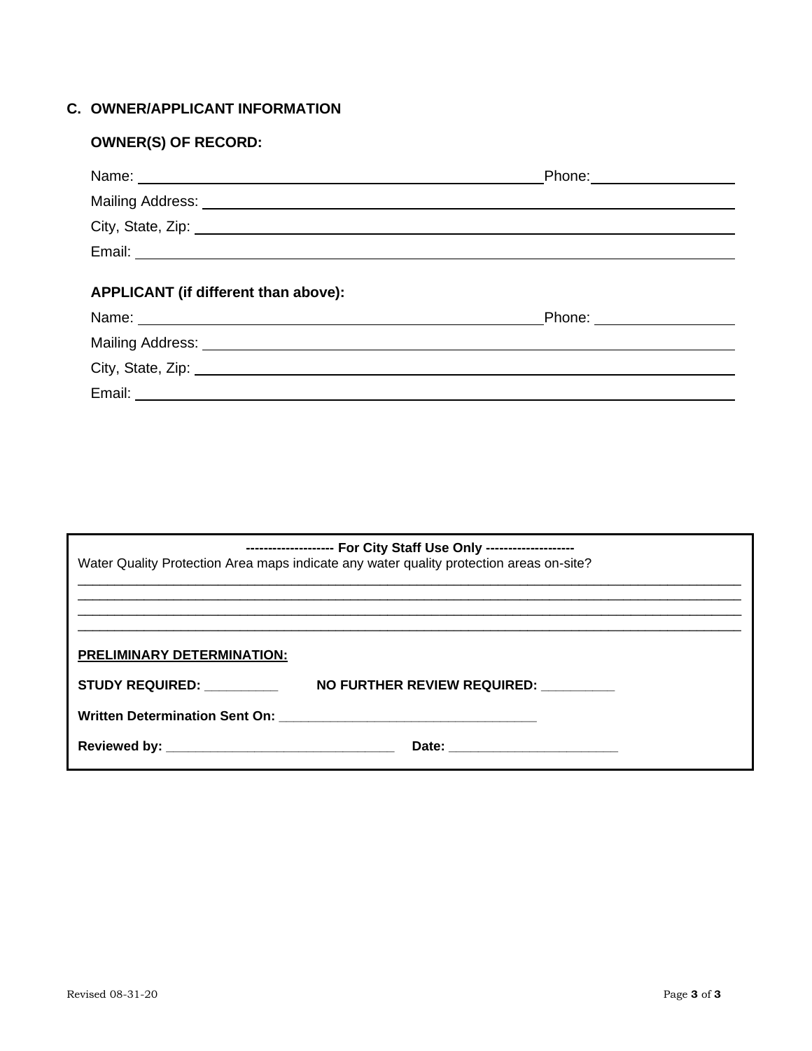## C. OWNER/APPLICANT INFORMATION

### OWNER(S) OF RECORD:

Name: ______________________________________________ Phone: ________________

Mailing Address: ______________________________________________________________

City, State, Zip: ______________________________________________________________

Email: ______________________________________________________________________

### APPLICANT (if different than above):

Name: ______________________________________________ Phone: ________________

Mailing Address: ______________________________________________________________

City, State, Zip: ______________________________________________________________

Email: ______________________________________________________________________

**-------------------- For City Staff Use Only --------------------**

Water Quality Protection Area maps indicate any water quality protection areas on-site?

______________________________________________________________________________

______________________________________________________________________________

______________________________________________________________________________

______________________________________________________________________________

**PRELIMINARY DETERMINATION:**

**STUDY REQUIRED:** __________ **NO FURTHER REVIEW REQUIRED:** __________

**Written Determination Sent On:** ___________________________________

**Reviewed by:** _______________________________ **Date:** _______________________

Revised 08-31-20